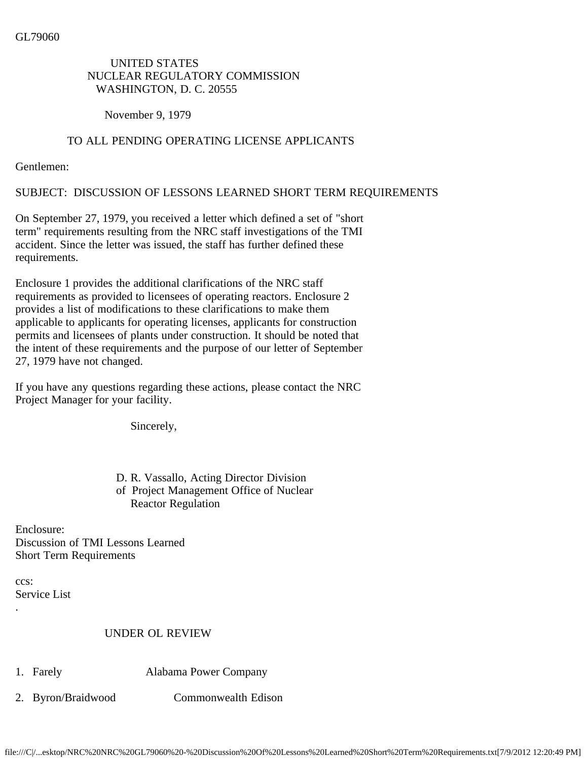GL79060

UNITED STATES
NUCLEAR REGULATORY COMMISSION
WASHINGTON, D. C. 20555

November 9, 1979

TO ALL PENDING OPERATING LICENSE APPLICANTS

Gentlemen:

SUBJECT: DISCUSSION OF LESSONS LEARNED SHORT TERM REQUIREMENTS

On September 27, 1979, you received a letter which defined a set of "short term" requirements resulting from the NRC staff investigations of the TMI accident. Since the letter was issued, the staff has further defined these requirements.

Enclosure 1 provides the additional clarifications of the NRC staff requirements as provided to licensees of operating reactors. Enclosure 2 provides a list of modifications to these clarifications to make them applicable to applicants for operating licenses, applicants for construction permits and licensees of plants under construction. It should be noted that the intent of these requirements and the purpose of our letter of September 27, 1979 have not changed.

If you have any questions regarding these actions, please contact the NRC Project Manager for your facility.

Sincerely,

D. R. Vassallo, Acting Director Division
of Project Management Office of Nuclear
Reactor Regulation

Enclosure:
Discussion of TMI Lessons Learned
Short Term Requirements

ccs:
Service List
.

UNDER OL REVIEW

1. Farely Alabama Power Company

2. Byron/Braidwood Commonwealth Edison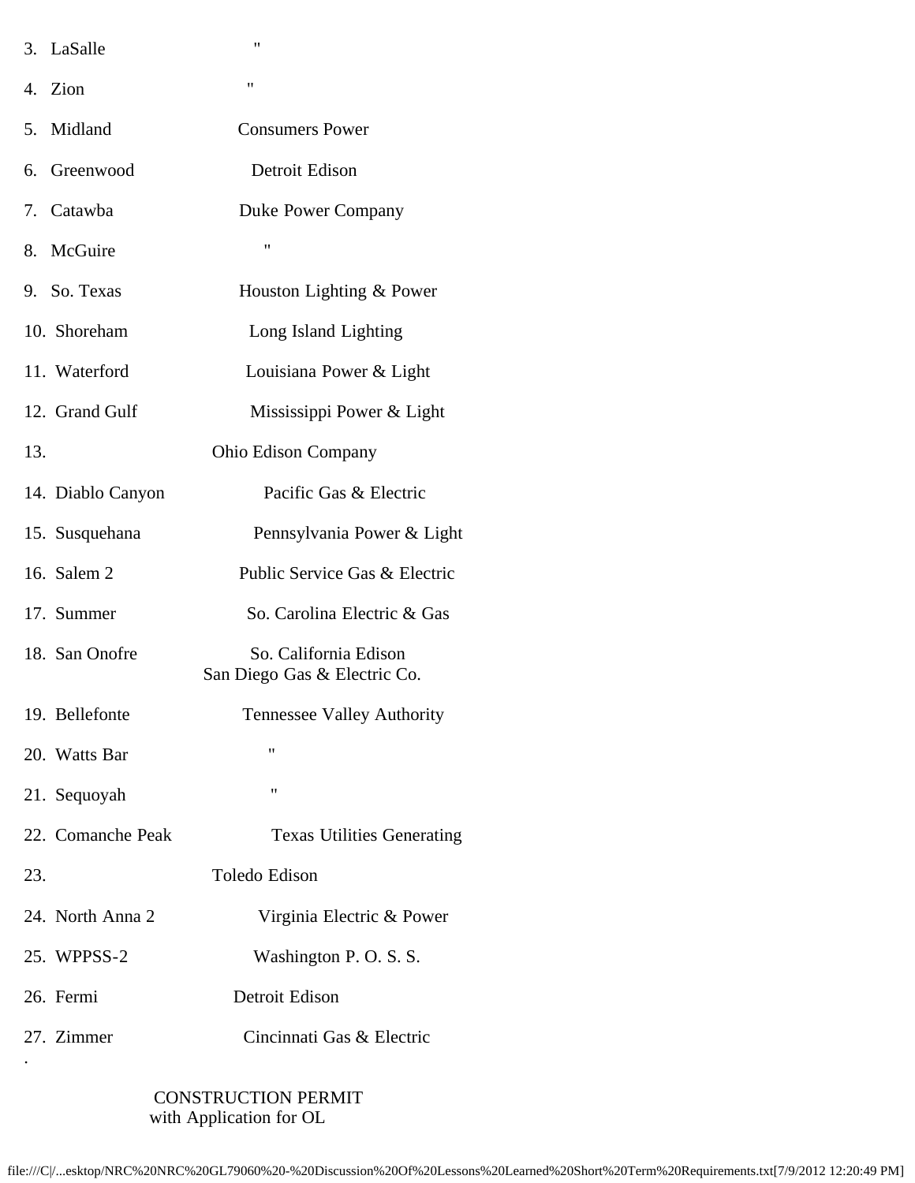| | |
|---|---|
| 3. LaSalle | " |
| 4. Zion | " |
| 5. Midland | Consumers Power |
| 6. Greenwood | Detroit Edison |
| 7. Catawba | Duke Power Company |
| 8. McGuire | " |
| 9. So. Texas | Houston Lighting & Power |
| 10. Shoreham | Long Island Lighting |
| 11. Waterford | Louisiana Power & Light |
| 12. Grand Gulf | Mississippi Power & Light |
| 13. | Ohio Edison Company |
| 14. Diablo Canyon | Pacific Gas & Electric |
| 15. Susquehana | Pennsylvania Power & Light |
| 16. Salem 2 | Public Service Gas & Electric |
| 17. Summer | So. Carolina Electric & Gas |
| 18. San Onofre | So. California Edison<br>San Diego Gas & Electric Co. |
| 19. Bellefonte | Tennessee Valley Authority |
| 20. Watts Bar | " |
| 21. Sequoyah | " |
| 22. Comanche Peak | Texas Utilities Generating |
| 23. | Toledo Edison |
| 24. North Anna 2 | Virginia Electric & Power |
| 25. WPPSS-2 | Washington P. O. S. S. |
| 26. Fermi | Detroit Edison |
| 27. Zimmer | Cincinnati Gas & Electric |

.

CONSTRUCTION PERMIT
with Application for OL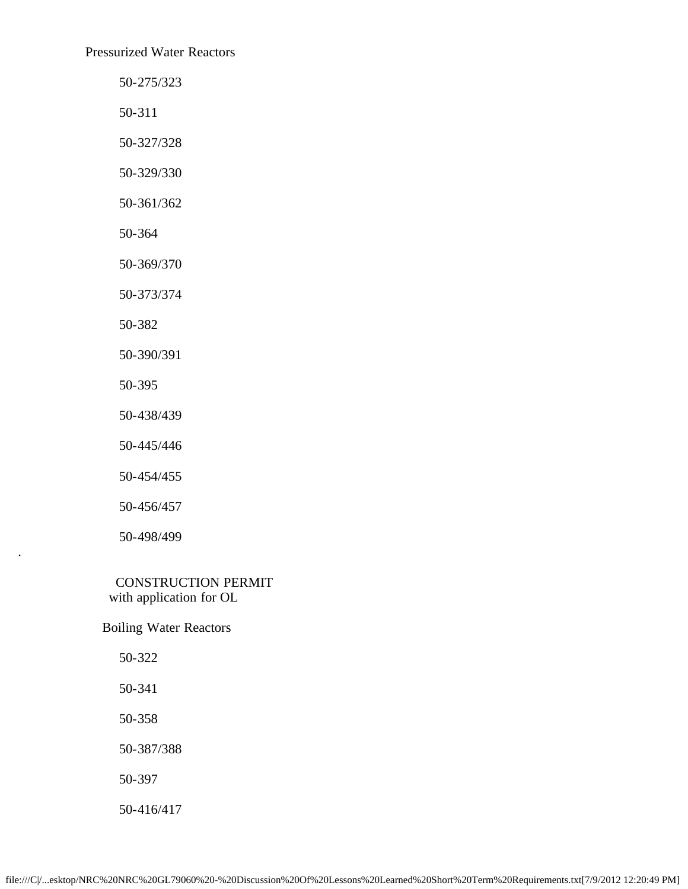Pressurized Water Reactors

50-275/323

50-311

50-327/328

50-329/330

50-361/362

50-364

50-369/370

50-373/374

50-382

50-390/391

50-395

50-438/439

50-445/446

50-454/455

50-456/457

50-498/499

.

CONSTRUCTION PERMIT
with application for OL

Boiling Water Reactors

50-322

50-341

50-358

50-387/388

50-397

50-416/417